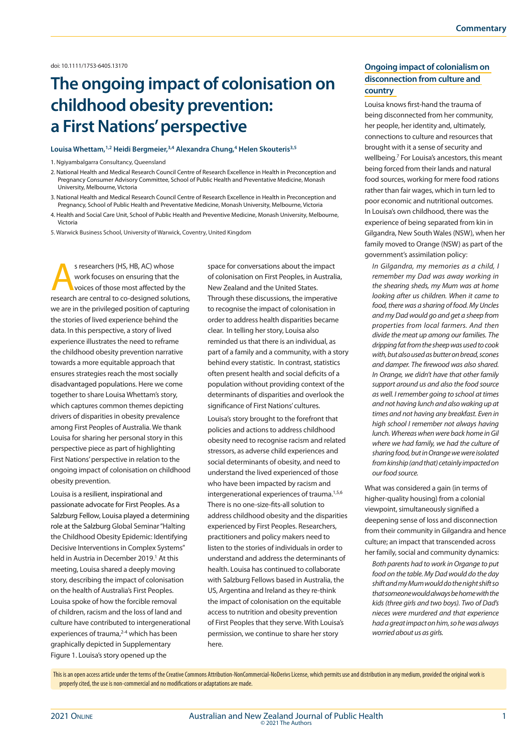doi: 10.1111/1753-6405.13170

# The ongoing impact of colonisation on childhood obesity prevention: a First Nations' perspective

**Louisa Whettam,[1,2] Heidi Bergmeier,[3,4] Alexandra Chung,[4] Helen Skouteris[3,5]**

1. Ngiyambalgarra Consultancy, Queensland
2. National Health and Medical Research Council Centre of Research Excellence in Health in Preconception and Pregnancy Consumer Advisory Committee, School of Public Health and Preventative Medicine, Monash University, Melbourne, Victoria
3. National Health and Medical Research Council Centre of Research Excellence in Health in Preconception and Pregnancy, School of Public Health and Preventative Medicine, Monash University, Melbourne, Victoria
4. Health and Social Care Unit, School of Public Health and Preventive Medicine, Monash University, Melbourne, Victoria
5. Warwick Business School, University of Warwick, Coventry, United Kingdom

As researchers (HS, HB, AC) whose work focuses on ensuring that the voices of those most affected by the research are central to co-designed solutions, we are in the privileged position of capturing the stories of lived experience behind the data. In this perspective, a story of lived experience illustrates the need to reframe the childhood obesity prevention narrative towards a more equitable approach that ensures strategies reach the most socially disadvantaged populations. Here we come together to share Louisa Whettam's story, which captures common themes depicting drivers of disparities in obesity prevalence among First Peoples of Australia. We thank Louisa for sharing her personal story in this perspective piece as part of highlighting First Nations' perspective in relation to the ongoing impact of colonisation on childhood obesity prevention.

Louisa is a resilient, inspirational and passionate advocate for First Peoples. As a Salzburg Fellow, Louisa played a determining role at the Salzburg Global Seminar "Halting the Childhood Obesity Epidemic: Identifying Decisive Interventions in Complex Systems" held in Austria in December 2019.[1] At this meeting, Louisa shared a deeply moving story, describing the impact of colonisation on the health of Australia's First Peoples. Louisa spoke of how the forcible removal of children, racism and the loss of land and culture have contributed to intergenerational experiences of trauma,[2-4] which has been graphically depicted in Supplementary Figure 1. Louisa's story opened up the space for conversations about the impact of colonisation on First Peoples, in Australia, New Zealand and the United States. Through these discussions, the imperative to recognise the impact of colonisation in order to address health disparities became clear. In telling her story, Louisa also reminded us that there is an individual, as part of a family and a community, with a story behind every statistic. In contrast, statistics often present health and social deficits of a population without providing context of the determinants of disparities and overlook the significance of First Nations' cultures.

Louisa's story brought to the forefront that policies and actions to address childhood obesity need to recognise racism and related stressors, as adverse child experiences and social determinants of obesity, and need to understand the lived experienced of those who have been impacted by racism and intergenerational experiences of trauma.[1,5,6] There is no one-size-fits-all solution to address childhood obesity and the disparities experienced by First Peoples. Researchers, practitioners and policy makers need to listen to the stories of individuals in order to understand and address the determinants of health. Louisa has continued to collaborate with Salzburg Fellows based in Australia, the US, Argentina and Ireland as they re-think the impact of colonisation on the equitable access to nutrition and obesity prevention of First Peoples that they serve. With Louisa's permission, we continue to share her story here.

## Ongoing impact of colonialism on disconnection from culture and country

Louisa knows first-hand the trauma of being disconnected from her community, her people, her identity and, ultimately, connections to culture and resources that brought with it a sense of security and wellbeing.[7] For Louisa's ancestors, this meant being forced from their lands and natural food sources, working for mere food rations rather than fair wages, which in turn led to poor economic and nutritional outcomes. In Louisa's own childhood, there was the experience of being separated from kin in Gilgandra, New South Wales (NSW), when her family moved to Orange (NSW) as part of the government's assimilation policy:

> *In Gilgandra, my memories as a child, I remember my Dad was away working in the shearing sheds, my Mum was at home looking after us children. When it came to food, there was a sharing of food. My Uncles and my Dad would go and get a sheep from properties from local farmers. And then divide the meat up among our families. The dripping fat from the sheep was used to cook with, but also used as butter on bread, scones and damper. The firewood was also shared. In Orange, we didn't have that other family support around us and also the food source as well. I remember going to school at times and not having lunch and also waking up at times and not having any breakfast. Even in high school I remember not always having lunch. Whereas when were back home in Gil where we had family, we had the culture of sharing food, but in Orange we were isolated from kinship (and that) cetainly impacted on our food source.*

What was considered a gain (in terms of higher-quality housing) from a colonial viewpoint, simultaneously signified a deepening sense of loss and disconnection from their community in Gilgandra and hence culture; an impact that transcended across her family, social and community dynamics:

> *Both parents had to work in Organge to put food on the table. My Dad would do the day shift and my Mum would do the night shift so that someone would always be home with the kids (three girls and two boys). Two of Dad's nieces were murdered and that experience had a great impact on him, so he was always worried about us as girls.*

This is an open access article under the terms of the Creative Commons Attribution-NonCommercial-NoDerivs License, which permits use and distribution in any medium, provided the original work is properly cited, the use is non-commercial and no modifications or adaptations are made.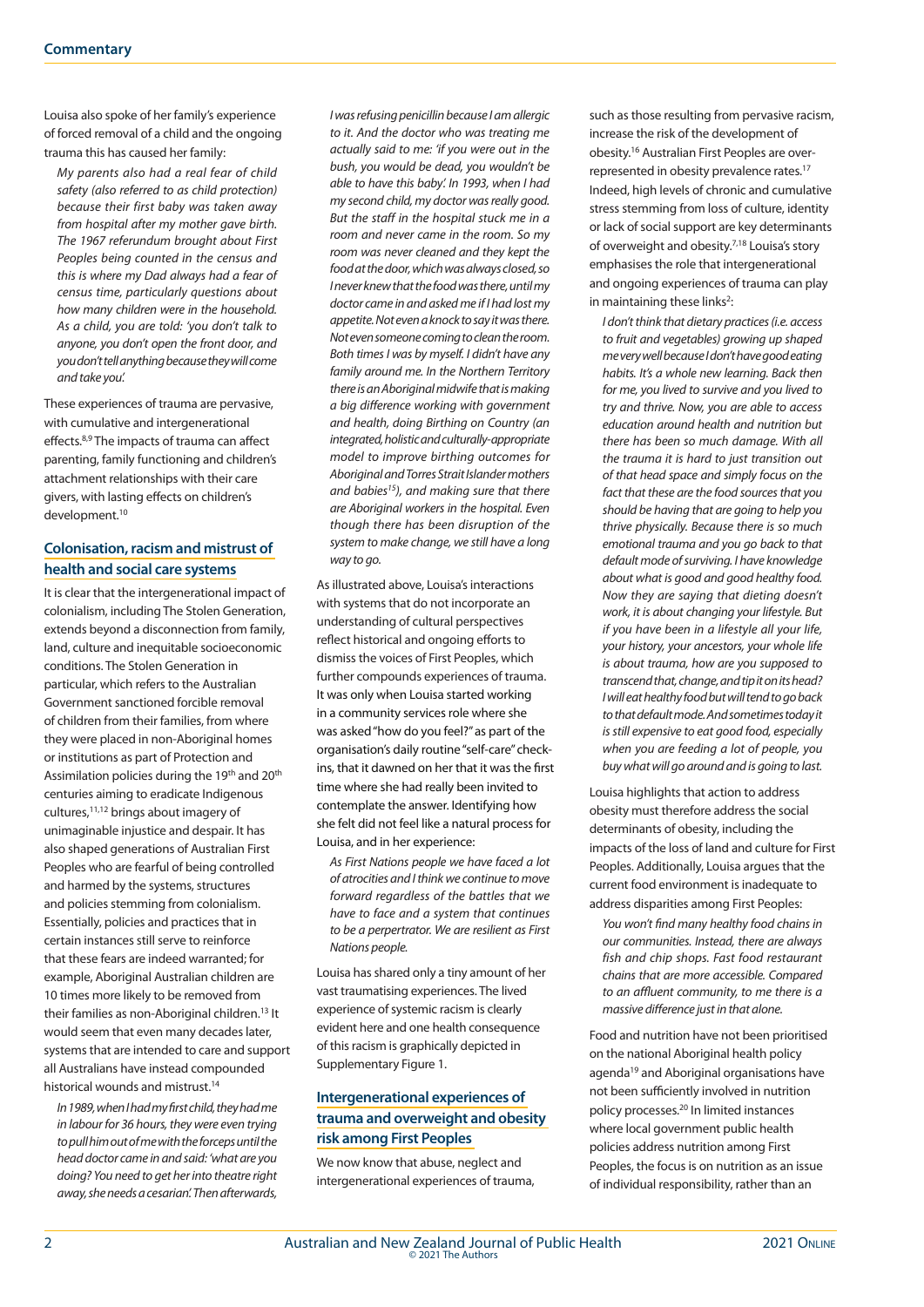Louisa also spoke of her family's experience of forced removal of a child and the ongoing trauma this has caused her family:

> *My parents also had a real fear of child safety (also referred to as child protection) because their first baby was taken away from hospital after my mother gave birth. The 1967 referendum brought about First Peoples being counted in the census and this is where my Dad always had a fear of census time, particularly questions about how many children were in the household. As a child, you are told: 'you don't talk to anyone, you don't open the front door, and you don't tell anything because they will come and take you'.*

These experiences of trauma are pervasive, with cumulative and intergenerational effects.[8,9] The impacts of trauma can affect parenting, family functioning and children's attachment relationships with their care givers, with lasting effects on children's development.[10]

## Colonisation, racism and mistrust of health and social care systems

It is clear that the intergenerational impact of colonialism, including The Stolen Generation, extends beyond a disconnection from family, land, culture and inequitable socioeconomic conditions. The Stolen Generation in particular, which refers to the Australian Government sanctioned forcible removal of children from their families, from where they were placed in non-Aboriginal homes or institutions as part of Protection and Assimilation policies during the 19th and 20th centuries aiming to eradicate Indigenous cultures,[11,12] brings about imagery of unimaginable injustice and despair. It has also shaped generations of Australian First Peoples who are fearful of being controlled and harmed by the systems, structures and policies stemming from colonialism. Essentially, policies and practices that in certain instances still serve to reinforce that these fears are indeed warranted; for example, Aboriginal Australian children are 10 times more likely to be removed from their families as non-Aboriginal children.[13] It would seem that even many decades later, systems that are intended to care and support all Australians have instead compounded historical wounds and mistrust.[14]

> *In 1989, when I had my first child, they had me in labour for 36 hours, they were even trying to pull him out of me with the forceps until the head doctor came in and said: 'what are you doing? You need to get her into theatre right away, she needs a cesarian'. Then afterwards, I was refusing penicillin because I am allergic to it. And the doctor who was treating me actually said to me: 'if you were out in the bush, you would be dead, you wouldn't be able to have this baby'. In 1993, when I had my second child, my doctor was really good. But the staff in the hospital stuck me in a room and never came in the room. So my room was never cleaned and they kept the food at the door, which was always closed, so I never knew that the food was there, until my doctor came in and asked me if I had lost my appetite. Not even a knock to say it was there. Not even someone coming to clean the room. Both times I was by myself. I didn't have any family around me. In the Northern Territory there is an Aboriginal midwife that is making a big difference working with government and health, doing Birthing on Country (an integrated, holistic and culturally-appropriate model to improve birthing outcomes for Aboriginal and Torres Strait Islander mothers and babies[15]), and making sure that there are Aboriginal workers in the hospital. Even though there has been disruption of the system to make change, we still have a long way to go.*

As illustrated above, Louisa's interactions with systems that do not incorporate an understanding of cultural perspectives reflect historical and ongoing efforts to dismiss the voices of First Peoples, which further compounds experiences of trauma. It was only when Louisa started working in a community services role where she was asked "how do you feel?" as part of the organisation's daily routine "self-care" check-ins, that it dawned on her that it was the first time where she had really been invited to contemplate the answer. Identifying how she felt did not feel like a natural process for Louisa, and in her experience:

> *As First Nations people we have faced a lot of atrocities and I think we continue to move forward regardless of the battles that we have to face and a system that continues to be a perpetrator. We are resilient as First Nations people.*

Louisa has shared only a tiny amount of her vast traumatising experiences. The lived experience of systemic racism is clearly evident here and one health consequence of this racism is graphically depicted in Supplementary Figure 1.

## Intergenerational experiences of trauma and overweight and obesity risk among First Peoples

We now know that abuse, neglect and intergenerational experiences of trauma, such as those resulting from pervasive racism, increase the risk of the development of obesity.[16] Australian First Peoples are over-represented in obesity prevalence rates.[17] Indeed, high levels of chronic and cumulative stress stemming from loss of culture, identity or lack of social support are key determinants of overweight and obesity.[7,18] Louisa's story emphasises the role that intergenerational and ongoing experiences of trauma can play in maintaining these links[2]:

> *I don't think that dietary practices (i.e. access to fruit and vegetables) growing up shaped me very well because I don't have good eating habits. It's a whole new learning. Back then for me, you lived to survive and you lived to try and thrive. Now, you are able to access education around health and nutrition but there has been so much damage. With all the trauma it is hard to just transition out of that head space and simply focus on the fact that these are the food sources that you should be having that are going to help you thrive physically. Because there is so much emotional trauma and you go back to that default mode of surviving. I have knowledge about what is good and good healthy food. Now they are saying that dieting doesn't work, it is about changing your lifestyle. But if you have been in a lifestyle all your life, your history, your ancestors, your whole life is about trauma, how are you supposed to transcend that, change, and tip it on its head? I will eat healthy food but will tend to go back to that default mode. And sometimes today it is still expensive to eat good food, especially when you are feeding a lot of people, you buy what will go around and is going to last.*

Louisa highlights that action to address obesity must therefore address the social determinants of obesity, including the impacts of the loss of land and culture for First Peoples. Additionally, Louisa argues that the current food environment is inadequate to address disparities among First Peoples:

> *You won't find many healthy food chains in our communities. Instead, there are always fish and chip shops. Fast food restaurant chains that are more accessible. Compared to an affluent community, to me there is a massive difference just in that alone.*

Food and nutrition have not been prioritised on the national Aboriginal health policy agenda[19] and Aboriginal organisations have not been sufficiently involved in nutrition policy processes.[20] In limited instances where local government public health policies address nutrition among First Peoples, the focus is on nutrition as an issue of individual responsibility, rather than an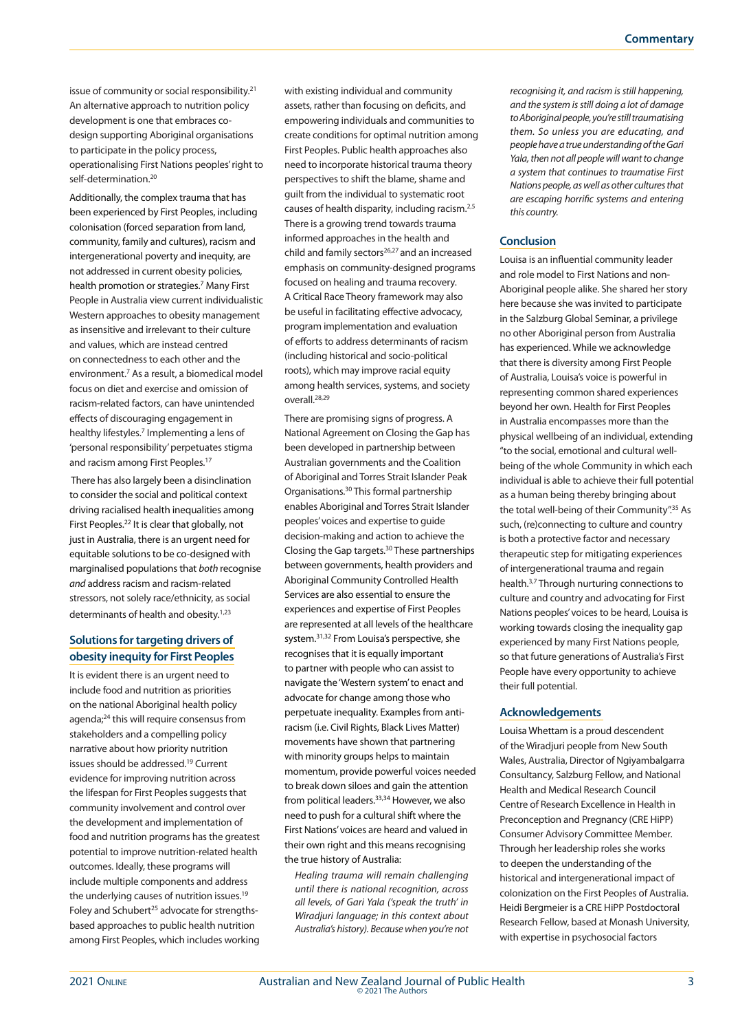issue of community or social responsibility.[21] An alternative approach to nutrition policy development is one that embraces co-design supporting Aboriginal organisations to participate in the policy process, operationalising First Nations peoples' right to self-determination.[20]

Additionally, the complex trauma that has been experienced by First Peoples, including colonisation (forced separation from land, community, family and cultures), racism and intergenerational poverty and inequity, are not addressed in current obesity policies, health promotion or strategies.[7] Many First People in Australia view current individualistic Western approaches to obesity management as insensitive and irrelevant to their culture and values, which are instead centred on connectedness to each other and the environment.[7] As a result, a biomedical model focus on diet and exercise and omission of racism-related factors, can have unintended effects of discouraging engagement in healthy lifestyles.[7] Implementing a lens of 'personal responsibility' perpetuates stigma and racism among First Peoples.[17]

There has also largely been a disinclination to consider the social and political context driving racialised health inequalities among First Peoples.[22] It is clear that globally, not just in Australia, there is an urgent need for equitable solutions to be co-designed with marginalised populations that *both* recognise *and* address racism and racism-related stressors, not solely race/ethnicity, as social determinants of health and obesity.[1,23]

## Solutions for targeting drivers of obesity inequity for First Peoples

It is evident there is an urgent need to include food and nutrition as priorities on the national Aboriginal health policy agenda;[24] this will require consensus from stakeholders and a compelling policy narrative about how priority nutrition issues should be addressed.[19] Current evidence for improving nutrition across the lifespan for First Peoples suggests that community involvement and control over the development and implementation of food and nutrition programs has the greatest potential to improve nutrition-related health outcomes. Ideally, these programs will include multiple components and address the underlying causes of nutrition issues.[19] Foley and Schubert[25] advocate for strengths-based approaches to public health nutrition among First Peoples, which includes working with existing individual and community assets, rather than focusing on deficits, and empowering individuals and communities to create conditions for optimal nutrition among First Peoples. Public health approaches also need to incorporate historical trauma theory perspectives to shift the blame, shame and guilt from the individual to systematic root causes of health disparity, including racism.[2,5] There is a growing trend towards trauma informed approaches in the health and child and family sectors[26,27] and an increased emphasis on community-designed programs focused on healing and trauma recovery. A Critical Race Theory framework may also be useful in facilitating effective advocacy, program implementation and evaluation of efforts to address determinants of racism (including historical and socio-political roots), which may improve racial equity among health services, systems, and society overall.[28,29]

There are promising signs of progress. A National Agreement on Closing the Gap has been developed in partnership between Australian governments and the Coalition of Aboriginal and Torres Strait Islander Peak Organisations.[30] This formal partnership enables Aboriginal and Torres Strait Islander peoples' voices and expertise to guide decision-making and action to achieve the Closing the Gap targets.[30] These partnerships between governments, health providers and Aboriginal Community Controlled Health Services are also essential to ensure the experiences and expertise of First Peoples are represented at all levels of the healthcare system.[31,32] From Louisa's perspective, she recognises that it is equally important to partner with people who can assist to navigate the 'Western system' to enact and advocate for change among those who perpetuate inequality. Examples from anti-racism (i.e. Civil Rights, Black Lives Matter) movements have shown that partnering with minority groups helps to maintain momentum, provide powerful voices needed to break down siloes and gain the attention from political leaders.[33,34] However, we also need to push for a cultural shift where the First Nations' voices are heard and valued in their own right and this means recognising the true history of Australia:

> *Healing trauma will remain challenging until there is national recognition, across all levels, of Gari Yala ('speak the truth' in Wiradjuri language; in this context about Australia's history). Because when you're not recognising it, and racism is still happening, and the system is still doing a lot of damage to Aboriginal people, you're still traumatising them. So unless you are educating, and people have a true understanding of the Gari Yala, then not all people will want to change a system that continues to traumatise First Nations people, as well as other cultures that are escaping horrific systems and entering this country.*

## Conclusion

Louisa is an influential community leader and role model to First Nations and non-Aboriginal people alike. She shared her story here because she was invited to participate in the Salzburg Global Seminar, a privilege no other Aboriginal person from Australia has experienced. While we acknowledge that there is diversity among First People of Australia, Louisa's voice is powerful in representing common shared experiences beyond her own. Health for First Peoples in Australia encompasses more than the physical wellbeing of an individual, extending "to the social, emotional and cultural well-being of the whole Community in which each individual is able to achieve their full potential as a human being thereby bringing about the total well-being of their Community".[35] As such, (re)connecting to culture and country is both a protective factor and necessary therapeutic step for mitigating experiences of intergenerational trauma and regain health.[3,7] Through nurturing connections to culture and country and advocating for First Nations peoples' voices to be heard, Louisa is working towards closing the inequality gap experienced by many First Nations people, so that future generations of Australia's First People have every opportunity to achieve their full potential.

## Acknowledgements

Louisa Whettam is a proud descendent of the Wiradjuri people from New South Wales, Australia, Director of Ngiyambalgarra Consultancy, Salzburg Fellow, and National Health and Medical Research Council Centre of Research Excellence in Health in Preconception and Pregnancy (CRE HiPP) Consumer Advisory Committee Member. Through her leadership roles she works to deepen the understanding of the historical and intergenerational impact of colonization on the First Peoples of Australia. Heidi Bergmeier is a CRE HiPP Postdoctoral Research Fellow, based at Monash University, with expertise in psychosocial factors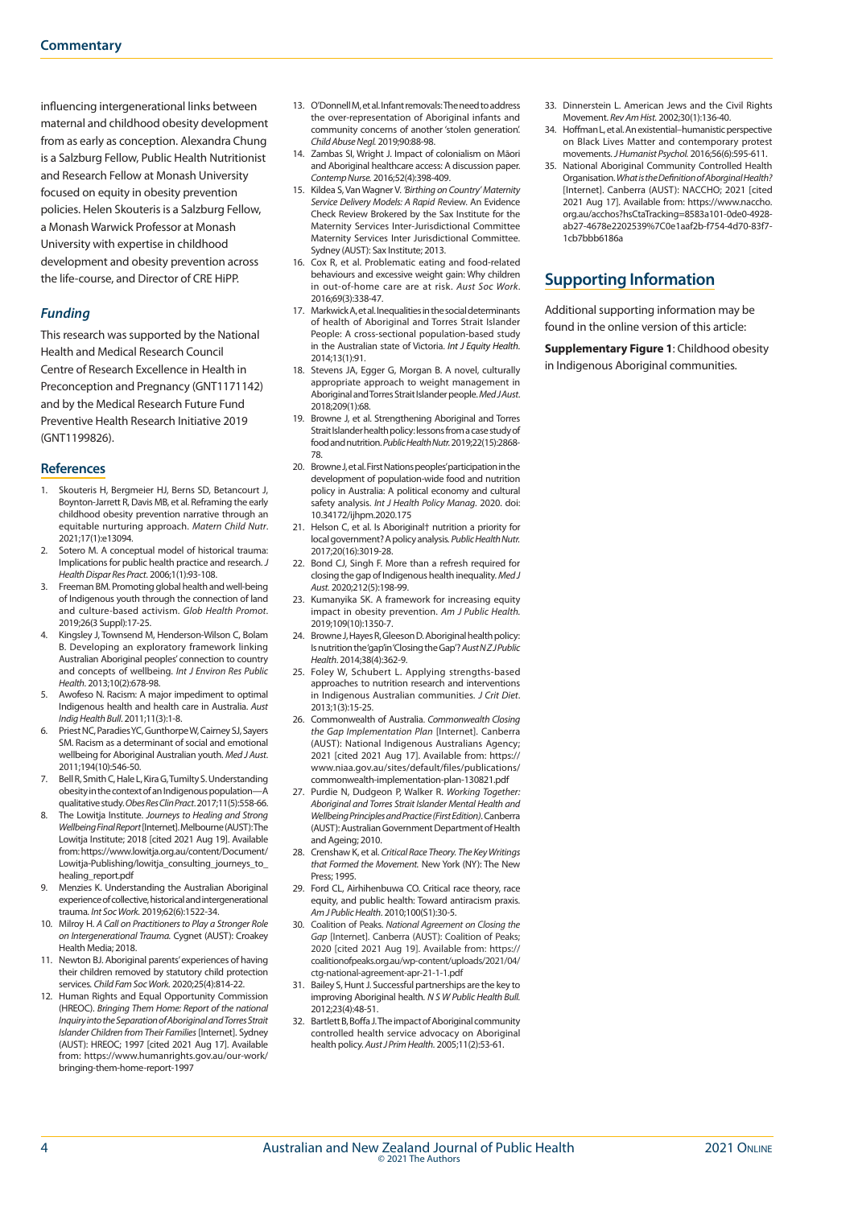influencing intergenerational links between maternal and childhood obesity development from as early as conception. Alexandra Chung is a Salzburg Fellow, Public Health Nutritionist and Research Fellow at Monash University focused on equity in obesity prevention policies. Helen Skouteris is a Salzburg Fellow, a Monash Warwick Professor at Monash University with expertise in childhood development and obesity prevention across the life-course, and Director of CRE HiPP.

### *Funding*

This research was supported by the National Health and Medical Research Council Centre of Research Excellence in Health in Preconception and Pregnancy (GNT1171142) and by the Medical Research Future Fund Preventive Health Research Initiative 2019 (GNT1199826).

## References

1. Skouteris H, Bergmeier HJ, Berns SD, Betancourt J, Boynton-Jarrett R, Davis MB, et al. Reframing the early childhood obesity prevention narrative through an equitable nurturing approach. *Matern Child Nutr*. 2021;17(1):e13094.
2. Sotero M. A conceptual model of historical trauma: Implications for public health practice and research. *J Health Dispar Res Pract*. 2006;1(1):93-108.
3. Freeman BM. Promoting global health and well-being of Indigenous youth through the connection of land and culture-based activism. *Glob Health Promot*. 2019;26(3 Suppl):17-25.
4. Kingsley J, Townsend M, Henderson-Wilson C, Bolam B. Developing an exploratory framework linking Australian Aboriginal peoples' connection to country and concepts of wellbeing. *Int J Environ Res Public Health*. 2013;10(2):678-98.
5. Awofeso N. Racism: A major impediment to optimal Indigenous health and health care in Australia. *Aust Indig Health Bull*. 2011;11(3):1-8.
6. Priest NC, Paradies YC, Gunthorpe W, Cairney SJ, Sayers SM. Racism as a determinant of social and emotional wellbeing for Aboriginal Australian youth. *Med J Aust*. 2011;194(10):546-50.
7. Bell R, Smith C, Hale L, Kira G, Tumilty S. Understanding obesity in the context of an Indigenous population—A qualitative study. *Obes Res Clin Pract*. 2017;11(5):558-66.
8. The Lowitja Institute. *Journeys to Healing and Strong Wellbeing Final Report* [Internet]. Melbourne (AUST): The Lowitja Institute; 2018 [cited 2021 Aug 19]. Available from: https://www.lowitja.org.au/content/Document/Lowitja-Publishing/lowitja_consulting_journeys_to_healing_report.pdf
9. Menzies K. Understanding the Australian Aboriginal experience of collective, historical and intergenerational trauma. *Int Soc Work*. 2019;62(6):1522-34.
10. Milroy H. *A Call on Practitioners to Play a Stronger Role on Intergenerational Trauma*. Cygnet (AUST): Croakey Health Media; 2018.
11. Newton BJ. Aboriginal parents' experiences of having their children removed by statutory child protection services. *Child Fam Soc Work*. 2020;25(4):814-22.
12. Human Rights and Equal Opportunity Commission (HREOC). *Bringing Them Home: Report of the national Inquiry into the Separation of Aboriginal and Torres Strait Islander Children from Their Families* [Internet]. Sydney (AUST): HREOC; 1997 [cited 2021 Aug 17]. Available from: https://www.humanrights.gov.au/our-work/bringing-them-home-report-1997
13. O'Donnell M, et al. Infant removals: The need to address the over-representation of Aboriginal infants and community concerns of another 'stolen generation'. *Child Abuse Negl*. 2019;90:88-98.
14. Zambas SI, Wright J. Impact of colonialism on Māori and Aboriginal healthcare access: A discussion paper. *Contemp Nurse*. 2016;52(4):398-409.
15. Kildea S, Van Wagner V. *'Birthing on Country' Maternity Service Delivery Models: A Rapid Review*. An Evidence Check Review Brokered by the Sax Institute for the Maternity Services Inter-Jurisdictional Committee Maternity Services Inter Jurisdictional Committee. Sydney (AUST): Sax Institute; 2013.
16. Cox R, et al. Problematic eating and food-related behaviours and excessive weight gain: Why children in out-of-home care are at risk. *Aust Soc Work*. 2016;69(3):338-47.
17. Markwick A, et al. Inequalities in the social determinants of health of Aboriginal and Torres Strait Islander People: A cross-sectional population-based study in the Australian state of Victoria. *Int J Equity Health*. 2014;13(1):91.
18. Stevens JA, Egger G, Morgan B. A novel, culturally appropriate approach to weight management in Aboriginal and Torres Strait Islander people. *Med J Aust*. 2018;209(1):68.
19. Browne J, et al. Strengthening Aboriginal and Torres Strait Islander health policy: lessons from a case study of food and nutrition. *Public Health Nutr*. 2019;22(15):2868-78.
20. Browne J, et al. First Nations peoples' participation in the development of population-wide food and nutrition policy in Australia: A political economy and cultural safety analysis. *Int J Health Policy Manag*. 2020. doi: 10.34172/ijhpm.2020.175
21. Helson C, et al. Is Aboriginal† nutrition a priority for local government? A policy analysis. *Public Health Nutr*. 2017;20(16):3019-28.
22. Bond CJ, Singh F. More than a refresh required for closing the gap of Indigenous health inequality. *Med J Aust*. 2020;212(5):198-99.
23. Kumanyika SK. A framework for increasing equity impact in obesity prevention. *Am J Public Health*. 2019;109(10):1350-7.
24. Browne J, Hayes R, Gleeson D. Aboriginal health policy: Is nutrition the 'gap' in 'Closing the Gap'? *Aust N Z J Public Health*. 2014;38(4):362-9.
25. Foley W, Schubert L. Applying strengths-based approaches to nutrition research and interventions in Indigenous Australian communities. *J Crit Diet*. 2013;1(3):15-25.
26. Commonwealth of Australia. *Commonwealth Closing the Gap Implementation Plan* [Internet]. Canberra (AUST): National Indigenous Australians Agency; 2021 [cited 2021 Aug 17]. Available from: https://www.niaa.gov.au/sites/default/files/publications/commonwealth-implementation-plan-130821.pdf
27. Purdie N, Dudgeon P, Walker R. *Working Together: Aboriginal and Torres Strait Islander Mental Health and Wellbeing Principles and Practice (First Edition)*. Canberra (AUST): Australian Government Department of Health and Ageing; 2010.
28. Crenshaw K, et al. *Critical Race Theory. The Key Writings that Formed the Movement*. New York (NY): The New Press; 1995.
29. Ford CL, Airhihenbuwa CO. Critical race theory, race equity, and public health: Toward antiracism praxis. *Am J Public Health*. 2010;100(S1):30-5.
30. Coalition of Peaks. *National Agreement on Closing the Gap* [Internet]. Canberra (AUST): Coalition of Peaks; 2020 [cited 2021 Aug 19]. Available from: https://coalitionofpeaks.org.au/wp-content/uploads/2021/04/ctg-national-agreement-apr-21-1-1.pdf
31. Bailey S, Hunt J. Successful partnerships are the key to improving Aboriginal health. *N S W Public Health Bull*. 2012;23(4):48-51.
32. Bartlett B, Boffa J. The impact of Aboriginal community controlled health service advocacy on Aboriginal health policy. *Aust J Prim Health*. 2005;11(2):53-61.
33. Dinnerstein L. American Jews and the Civil Rights Movement. *Rev Am Hist*. 2002;30(1):136-40.
34. Hoffman L, et al. An existential–humanistic perspective on Black Lives Matter and contemporary protest movements. *J Humanist Psychol*. 2016;56(6):595-611.
35. National Aboriginal Community Controlled Health Organisation. *What is the Definition of Aborginal Health?* [Internet]. Canberra (AUST): NACCHO; 2021 [cited 2021 Aug 17]. Available from: https://www.naccho.org.au/acchos?hsCtaTracking=8583a101-0de0-4928-ab27-4678e2202539%7C0e1aaf2b-f754-4d70-83f7-1cb7bbb6186a

## Supporting Information

Additional supporting information may be found in the online version of this article:

**Supplementary Figure 1**: Childhood obesity in Indigenous Aboriginal communities.